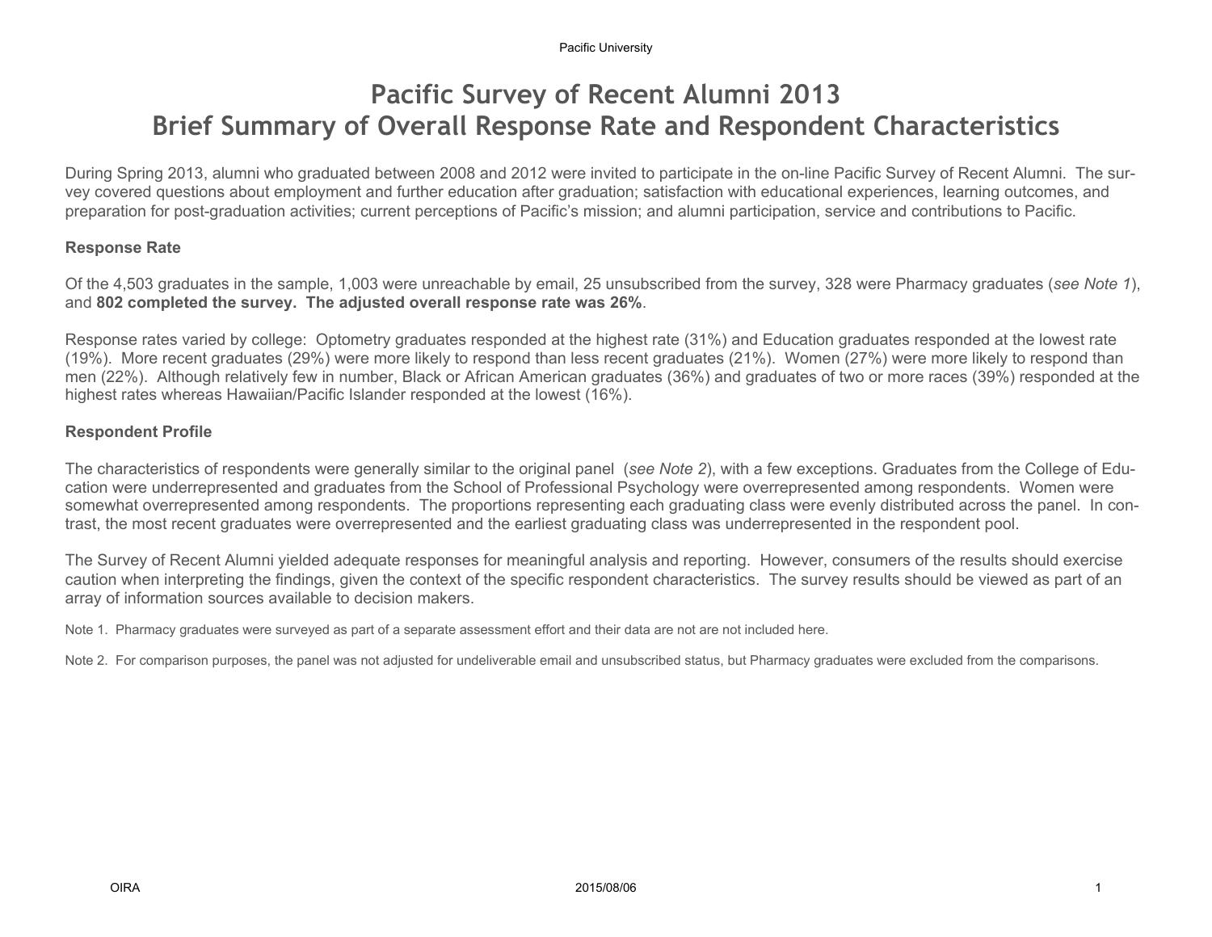# Pacific Survey of Recent Alumni 2013
# Brief Summary of Overall Response Rate and Respondent Characteristics

During Spring 2013, alumni who graduated between 2008 and 2012 were invited to participate in the on-line Pacific Survey of Recent Alumni. The survey covered questions about employment and further education after graduation; satisfaction with educational experiences, learning outcomes, and preparation for post-graduation activities; current perceptions of Pacific's mission; and alumni participation, service and contributions to Pacific.

### Response Rate

Of the 4,503 graduates in the sample, 1,003 were unreachable by email, 25 unsubscribed from the survey, 328 were Pharmacy graduates (*see Note 1*), and **802 completed the survey. The adjusted overall response rate was 26%**.

Response rates varied by college: Optometry graduates responded at the highest rate (31%) and Education graduates responded at the lowest rate (19%). More recent graduates (29%) were more likely to respond than less recent graduates (21%). Women (27%) were more likely to respond than men (22%). Although relatively few in number, Black or African American graduates (36%) and graduates of two or more races (39%) responded at the highest rates whereas Hawaiian/Pacific Islander responded at the lowest (16%).

### Respondent Profile

The characteristics of respondents were generally similar to the original panel (*see Note 2*), with a few exceptions. Graduates from the College of Education were underrepresented and graduates from the School of Professional Psychology were overrepresented among respondents. Women were somewhat overrepresented among respondents. The proportions representing each graduating class were evenly distributed across the panel. In contrast, the most recent graduates were overrepresented and the earliest graduating class was underrepresented in the respondent pool.

The Survey of Recent Alumni yielded adequate responses for meaningful analysis and reporting. However, consumers of the results should exercise caution when interpreting the findings, given the context of the specific respondent characteristics. The survey results should be viewed as part of an array of information sources available to decision makers.

Note 1. Pharmacy graduates were surveyed as part of a separate assessment effort and their data are not are not included here.

Note 2. For comparison purposes, the panel was not adjusted for undeliverable email and unsubscribed status, but Pharmacy graduates were excluded from the comparisons.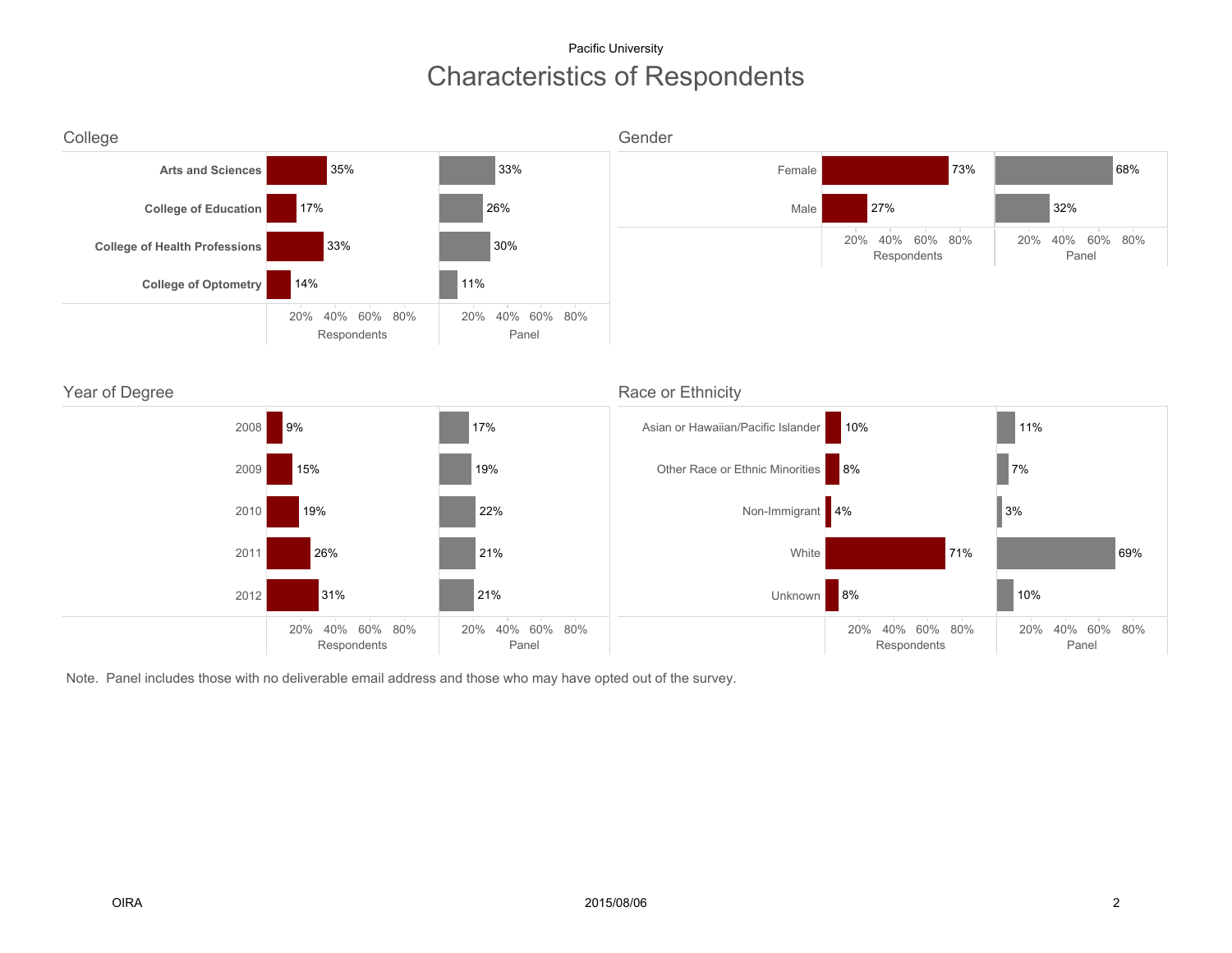Pacific University

# Characteristics of Respondents

## College

| College | Respondents | Panel |
|---|---|---|
| **Arts and Sciences** | 35% | 33% |
| **College of Education** | 17% | 26% |
| **College of Health Professions** | 33% | 30% |
| **College of Optometry** | 14% | 11% |

## Gender

| Gender | Respondents | Panel |
|---|---|---|
| Female | 73% | 68% |
| Male | 27% | 32% |

## Year of Degree

| Year of Degree | Respondents | Panel |
|---|---|---|
| 2008 | 9% | 17% |
| 2009 | 15% | 19% |
| 2010 | 19% | 22% |
| 2011 | 26% | 21% |
| 2012 | 31% | 21% |

## Race or Ethnicity

| Race or Ethnicity | Respondents | Panel |
|---|---|---|
| Asian or Hawaiian/Pacific Islander | 10% | 11% |
| Other Race or Ethnic Minorities | 8% | 7% |
| Non-Immigrant | 4% | 3% |
| White | 71% | 69% |
| Unknown | 8% | 10% |

Note. Panel includes those with no deliverable email address and those who may have opted out of the survey.

OIRA 2015/08/06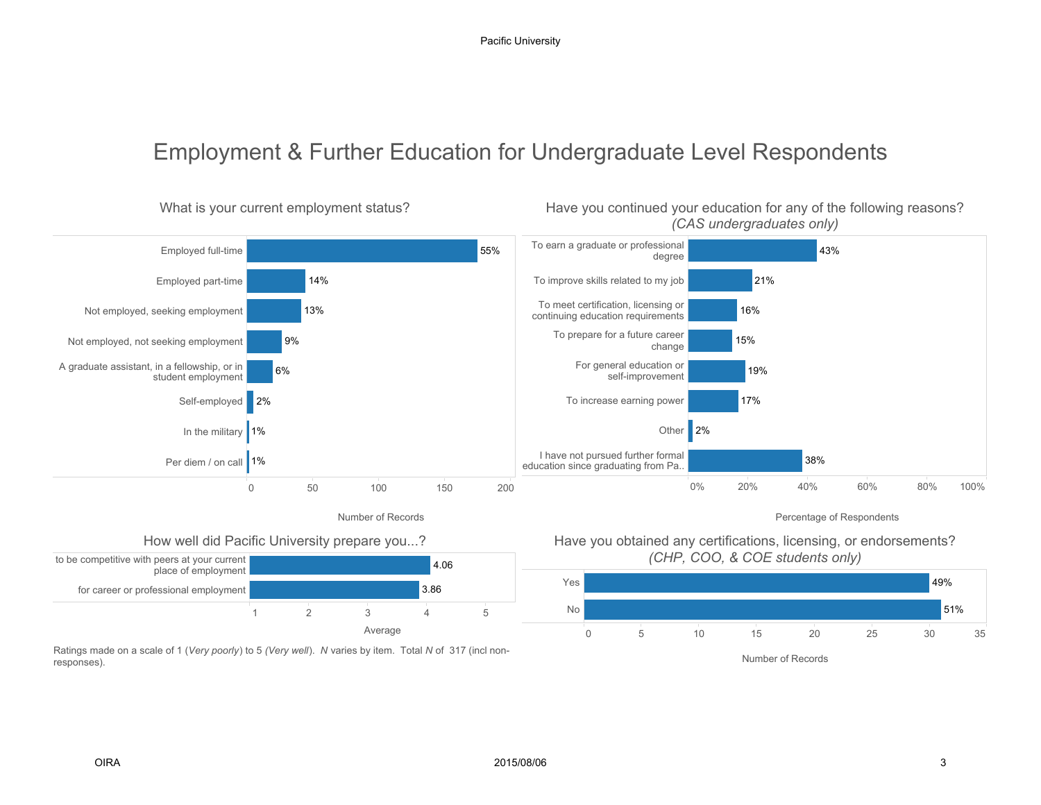# Employment & Further Education for Undergraduate Level Respondents

## What is your current employment status?

| Status | Percentage |
|---|---|
| Employed full-time | 55% |
| Employed part-time | 14% |
| Not employed, seeking employment | 13% |
| Not employed, not seeking employment | 9% |
| A graduate assistant, in a fellowship, or in student employment | 6% |
| Self-employed | 2% |
| In the military | 1% |
| Per diem / on call | 1% |

Number of Records

## Have you continued your education for any of the following reasons? *(CAS undergraduates only)*

| Reason | Percentage |
|---|---|
| To earn a graduate or professional degree | 43% |
| To improve skills related to my job | 21% |
| To meet certification, licensing or continuing education requirements | 16% |
| To prepare for a future career change | 15% |
| For general education or self-improvement | 19% |
| To increase earning power | 17% |
| Other | 2% |
| I have not pursued further formal education since graduating from Pa.. | 38% |

Percentage of Respondents

## How well did Pacific University prepare you...?

| Item | Average |
|---|---|
| to be competitive with peers at your current place of employment | 4.06 |
| for career or professional employment | 3.86 |

Ratings made on a scale of 1 (*Very poorly*) to 5 *(Very well*). *N* varies by item. Total *N* of 317 (incl non-responses).

## Have you obtained any certifications, licensing, or endorsements? *(CHP, COO, & COE students only)*

| Response | Percentage |
|---|---|
| Yes | 49% |
| No | 51% |

Number of Records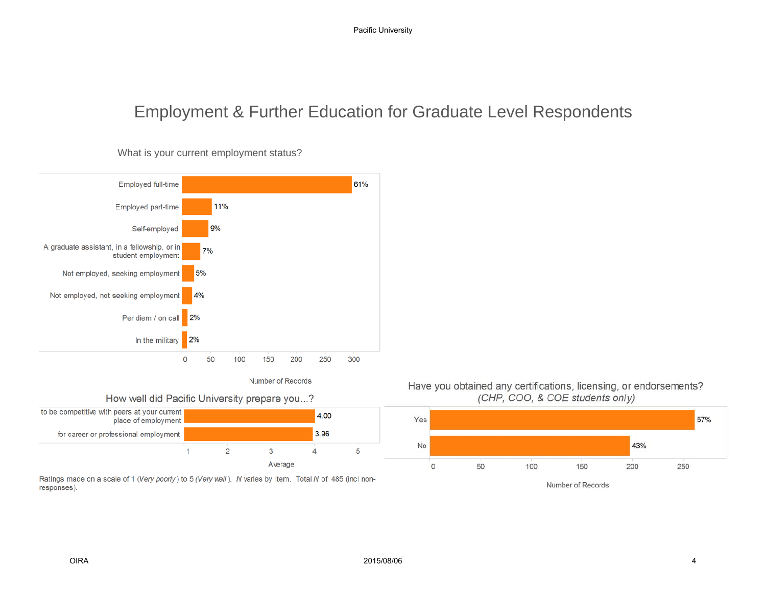# Employment & Further Education for Graduate Level Respondents

What is your current employment status?

Employed full-time 61%

Employed part-time 11%

Self-employed 9%

A graduate assistant, in a fellowship, or in student employment 7%

Not employed, seeking employment 5%

Not employed, not seeking employment 4%

Per diem / on call 2%

In the military 2%

0 50 100 150 200 250 300

Number of Records

How well did Pacific University prepare you...?

to be competitive with peers at your current place of employment 4.00

for career or professional employment 3.96

1 2 3 4 5

Average

Ratings made on a scale of 1 (*Very poorly*) to 5 (*Very well*). *N* varies by item. Total *N* of 485 (incl non-responses).

Have you obtained any certifications, licensing, or endorsements?
*(CHP, COO, & COE students only)*

Yes 57%

No 43%

0 50 100 150 200 250

Number of Records